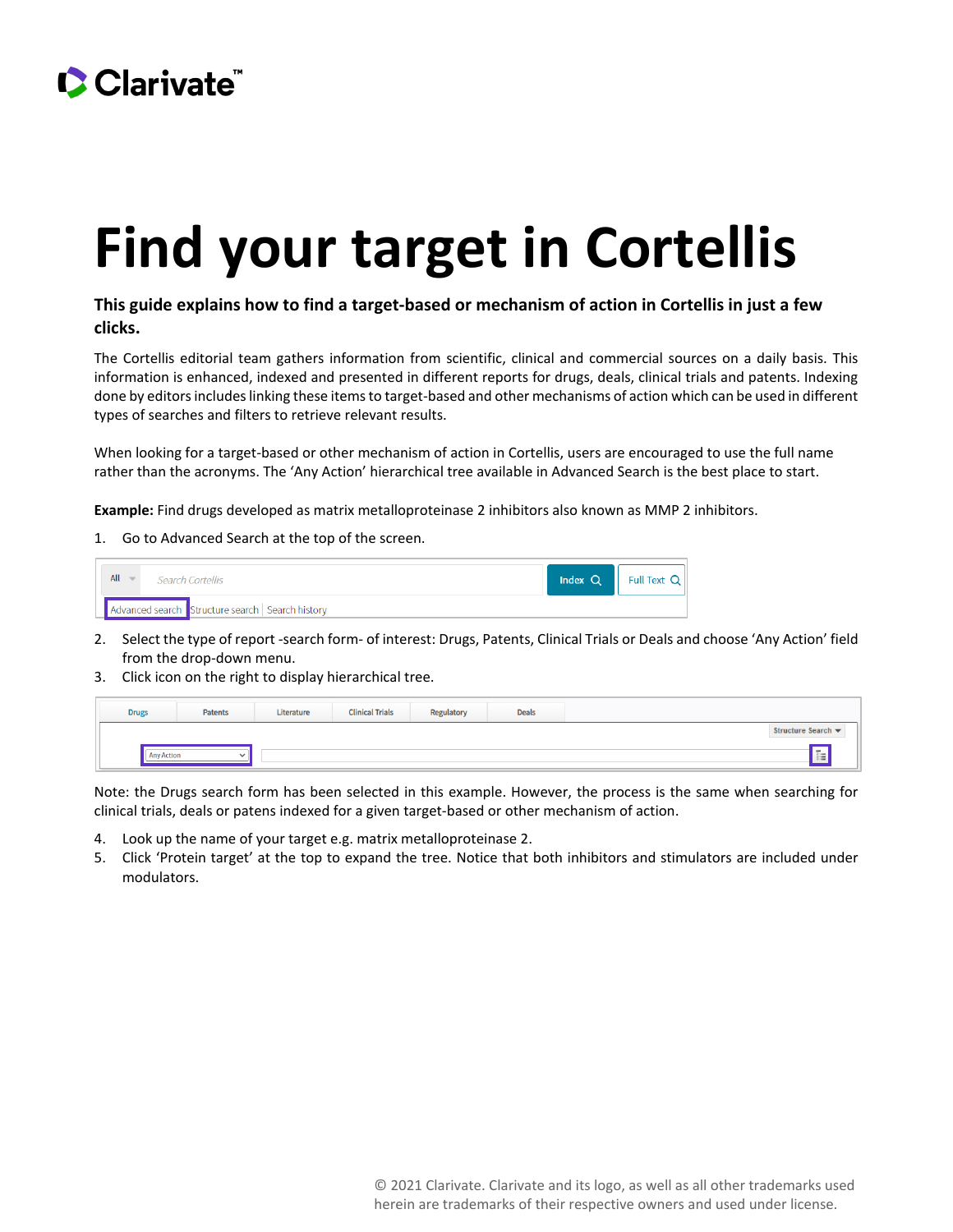# Find your target in Cortellis

**This guide explains how to find a target-based or mechanism of action in Cortellis in just a few clicks.**

The Cortellis editorial team gathers information from scientific, clinical and commercial sources on a daily basis. This information is enhanced, indexed and presented in different reports for drugs, deals, clinical trials and patents. Indexing done by editors includes linking these items to target-based and other mechanisms of action which can be used in different types of searches and filters to retrieve relevant results.

When looking for a target-based or other mechanism of action in Cortellis, users are encouraged to use the full name rather than the acronyms. The 'Any Action' hierarchical tree available in Advanced Search is the best place to start.

**Example:** Find drugs developed as matrix metalloproteinase 2 inhibitors also known as MMP 2 inhibitors.

1. Go to Advanced Search at the top of the screen.

2. Select the type of report -search form- of interest: Drugs, Patents, Clinical Trials or Deals and choose 'Any Action' field from the drop-down menu.
3. Click icon on the right to display hierarchical tree.

Note: the Drugs search form has been selected in this example. However, the process is the same when searching for clinical trials, deals or patens indexed for a given target-based or other mechanism of action.

4. Look up the name of your target e.g. matrix metalloproteinase 2.
5. Click 'Protein target' at the top to expand the tree. Notice that both inhibitors and stimulators are included under modulators.

© 2021 Clarivate. Clarivate and its logo, as well as all other trademarks used herein are trademarks of their respective owners and used under license.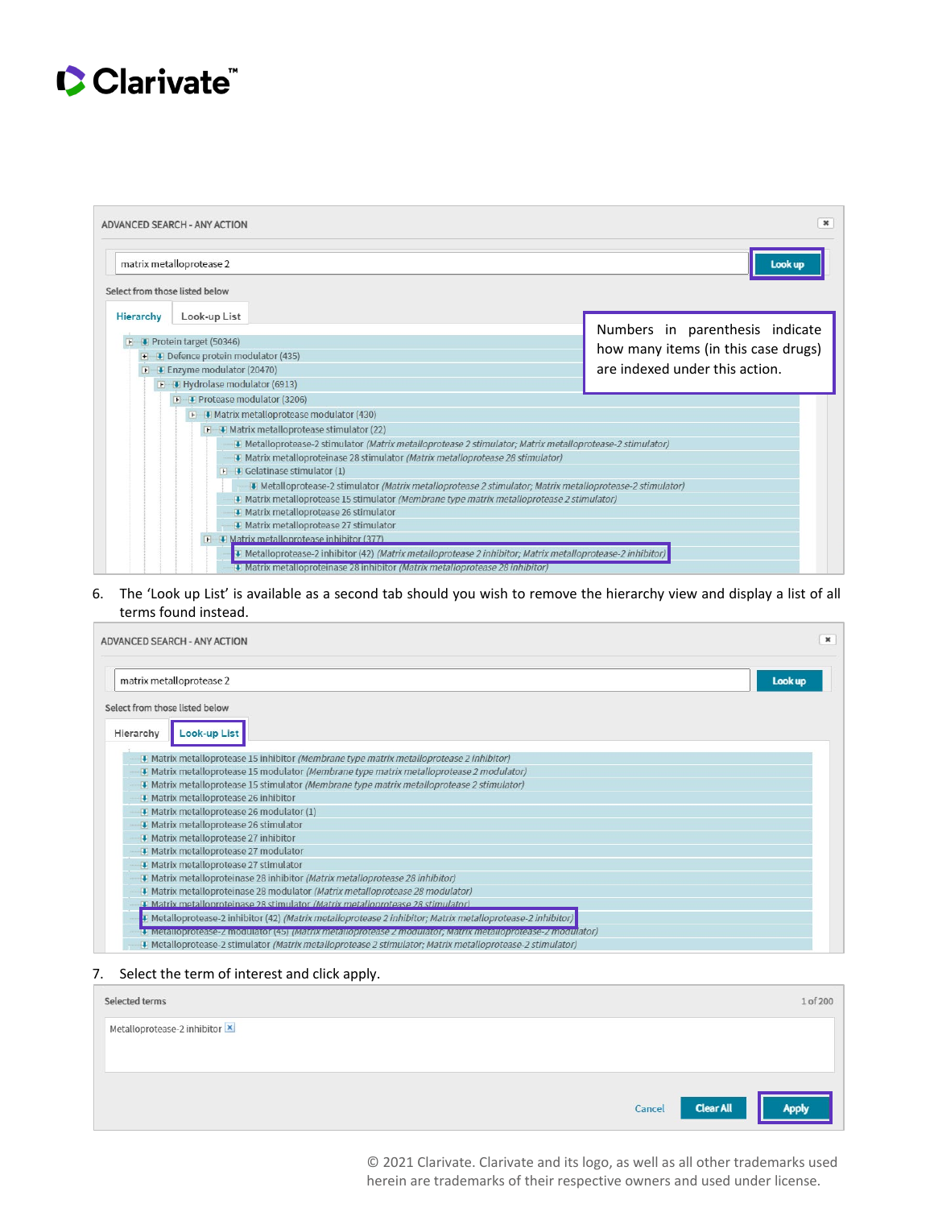ADVANCED SEARCH - ANY ACTION

matrix metalloprotease 2

Look up

Select from those listed below

Hierarchy | Look-up List

Numbers in parenthesis indicate how many items (in this case drugs) are indexed under this action.

- Protein target (50346)
  - Defence protein modulator (435)
  - Enzyme modulator (20470)
    - Hydrolase modulator (6913)
      - Protease modulator (3206)
        - Matrix metalloprotease modulator (430)
          - Matrix metalloprotease stimulator (22)
            - Metalloprotease-2 stimulator *(Matrix metalloprotease 2 stimulator; Matrix metalloprotease-2 stimulator)*
            - Matrix metalloproteinase 28 stimulator *(Matrix metalloprotease 28 stimulator)*
            - Gelatinase stimulator (1)
              - Metalloprotease-2 stimulator *(Matrix metalloprotease 2 stimulator; Matrix metalloprotease-2 stimulator)*
            - Matrix metalloprotease 15 stimulator *(Membrane type matrix metalloprotease 2 stimulator)*
            - Matrix metalloprotease 26 stimulator
            - Matrix metalloprotease 27 stimulator
          - Matrix metalloprotease inhibitor (377)
            - Metalloprotease-2 inhibitor (42) *(Matrix metalloprotease 2 inhibitor; Matrix metalloprotease-2 inhibitor)*
            - Matrix metalloproteinase 28 inhibitor *(Matrix metalloprotease 28 inhibitor)*

6. The 'Look up List' is available as a second tab should you wish to remove the hierarchy view and display a list of all terms found instead.

ADVANCED SEARCH - ANY ACTION

matrix metalloprotease 2

Look up

Select from those listed below

Hierarchy | Look-up List

- Matrix metalloprotease 15 inhibitor *(Membrane type matrix metalloprotease 2 inhibitor)*
- Matrix metalloprotease 15 modulator *(Membrane type matrix metalloprotease 2 modulator)*
- Matrix metalloprotease 15 stimulator *(Membrane type matrix metalloprotease 2 stimulator)*
- Matrix metalloprotease 26 inhibitor
- Matrix metalloprotease 26 modulator (1)
- Matrix metalloprotease 26 stimulator
- Matrix metalloprotease 27 inhibitor
- Matrix metalloprotease 27 modulator
- Matrix metalloprotease 27 stimulator
- Matrix metalloproteinase 28 inhibitor *(Matrix metalloprotease 28 inhibitor)*
- Matrix metalloproteinase 28 modulator *(Matrix metalloprotease 28 modulator)*
- Matrix metalloproteinase 28 stimulator *(Matrix metalloprotease 28 stimulator)*
- Metalloprotease-2 inhibitor (42) *(Matrix metalloprotease 2 inhibitor; Matrix metalloprotease-2 inhibitor)*
- Metalloprotease-2 modulator (45) *(Matrix metalloprotease 2 modulator; Matrix metalloprotease-2 modulator)*
- Metalloprotease-2 stimulator *(Matrix metalloprotease 2 stimulator; Matrix metalloprotease-2 stimulator)*

7. Select the term of interest and click apply.

Selected terms — 1 of 200

Metalloprotease-2 inhibitor

Cancel | Clear All | Apply

© 2021 Clarivate. Clarivate and its logo, as well as all other trademarks used herein are trademarks of their respective owners and used under license.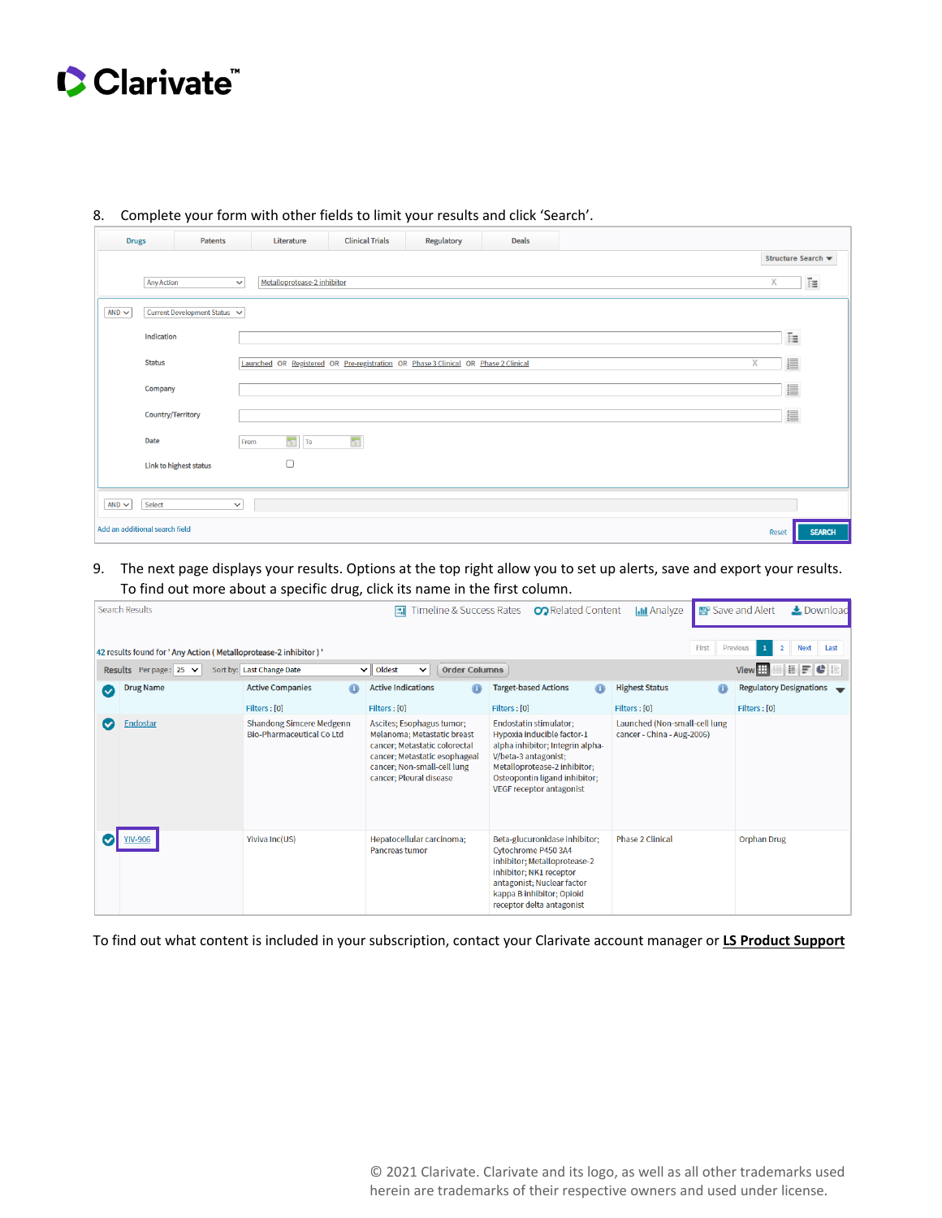8. Complete your form with other fields to limit your results and click 'Search'.

9. The next page displays your results. Options at the top right allow you to set up alerts, save and export your results. To find out more about a specific drug, click its name in the first column.

To find out what content is included in your subscription, contact your Clarivate account manager or **LS Product Support**